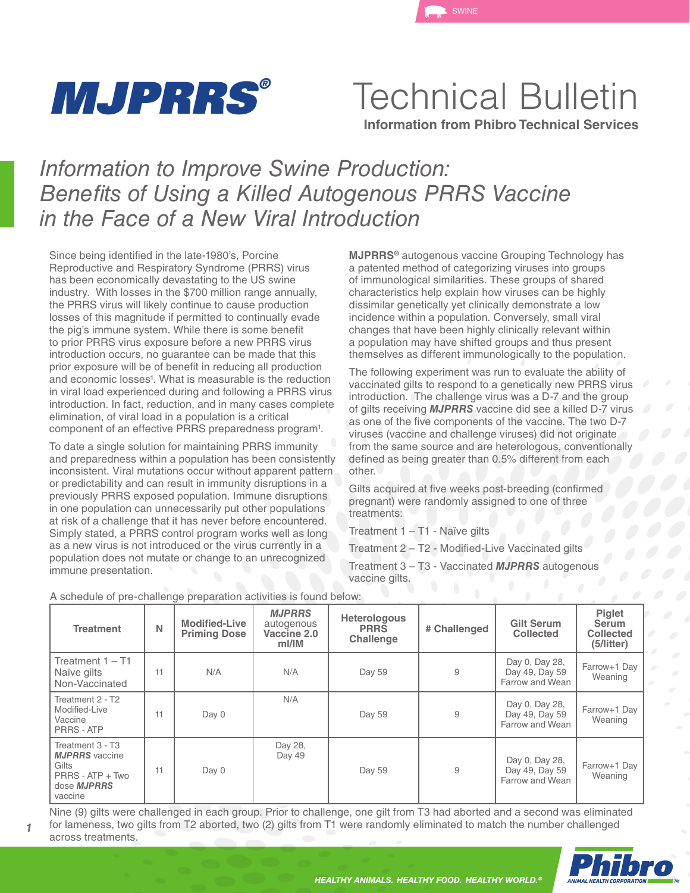# MJPRRS®

# Technical Bulletin

**Information from Phibro Technical Services**

## *Information to Improve Swine Production: Benefits of Using a Killed Autogenous PRRS Vaccine in the Face of a New Viral Introduction*

Since being identified in the late-1980's, Porcine Reproductive and Respiratory Syndrome (PRRS) virus has been economically devastating to the US swine industry. With losses in the $700 million range annually, the PRRS virus will likely continue to cause production losses of this magnitude if permitted to continually evade the pig's immune system. While there is some benefit to prior PRRS virus exposure before a new PRRS virus introduction occurs, no guarantee can be made that this prior exposure will be of benefit in reducing all production and economic losses[1]. What is measurable is the reduction in viral load experienced during and following a PRRS virus introduction. In fact, reduction, and in many cases complete elimination, of viral load in a population is a critical component of an effective PRRS preparedness program[1].

To date a single solution for maintaining PRRS immunity and preparedness within a population has been consistently inconsistent. Viral mutations occur without apparent pattern or predictability and can result in immunity disruptions in a previously PRRS exposed population. Immune disruptions in one population can unnecessarily put other populations at risk of a challenge that it has never before encountered. Simply stated, a PRRS control program works well as long as a new virus is not introduced or the virus currently in a population does not mutate or change to an unrecognized immune presentation.

**MJPRRS®** autogenous vaccine Grouping Technology has a patented method of categorizing viruses into groups of immunological similarities. These groups of shared characteristics help explain how viruses can be highly dissimilar genetically yet clinically demonstrate a low incidence within a population. Conversely, small viral changes that have been highly clinically relevant within a population may have shifted groups and thus present themselves as different immunologically to the population.

The following experiment was run to evaluate the ability of vaccinated gilts to respond to a genetically new PRRS virus introduction. The challenge virus was a D-7 and the group of gilts receiving ***MJPRRS*** vaccine did see a killed D-7 virus as one of the five components of the vaccine. The two D-7 viruses (vaccine and challenge viruses) did not originate from the same source and are heterologous, conventionally defined as being greater than 0.5% different from each other.

Gilts acquired at five weeks post-breeding (confirmed pregnant) were randomly assigned to one of three treatments:

Treatment 1 – T1 - Naïve gilts

Treatment 2 – T2 - Modified-Live Vaccinated gilts

Treatment 3 – T3 - Vaccinated ***MJPRRS*** autogenous vaccine gilts.

A schedule of pre-challenge preparation activities is found below:

| Treatment | N | Modified-Live Priming Dose | ***MJPRRS*** autogenous Vaccine 2.0 ml/IM | Heterologous PRRS Challenge | # Challenged | Gilt Serum Collected | Piglet Serum Collected (5/litter) |
|---|---|---|---|---|---|---|---|
| Treatment 1 – T1 Naïve gilts Non-Vaccinated | 11 | N/A | N/A | Day 59 | 9 | Day 0, Day 28, Day 49, Day 59 Farrow and Wean | Farrow+1 Day Weaning |
| Treatment 2 - T2 Modified-Live Vaccine PRRS - ATP | 11 | Day 0 | N/A | Day 59 | 9 | Day 0, Day 28, Day 49, Day 59 Farrow and Wean | Farrow+1 Day Weaning |
| Treatment 3 - T3 ***MJPRRS*** vaccine Gilts PRRS - ATP + Two dose ***MJPRRS*** vaccine | 11 | Day 0 | Day 28, Day 49 | Day 59 | 9 | Day 0, Day 28, Day 49, Day 59 Farrow and Wean | Farrow+1 Day Weaning |

Nine (9) gilts were challenged in each group. Prior to challenge, one gilt from T3 had aborted and a second was eliminated for lameness, two gilts from T2 aborted, two (2) gilts from T1 were randomly eliminated to match the number challenged across treatments.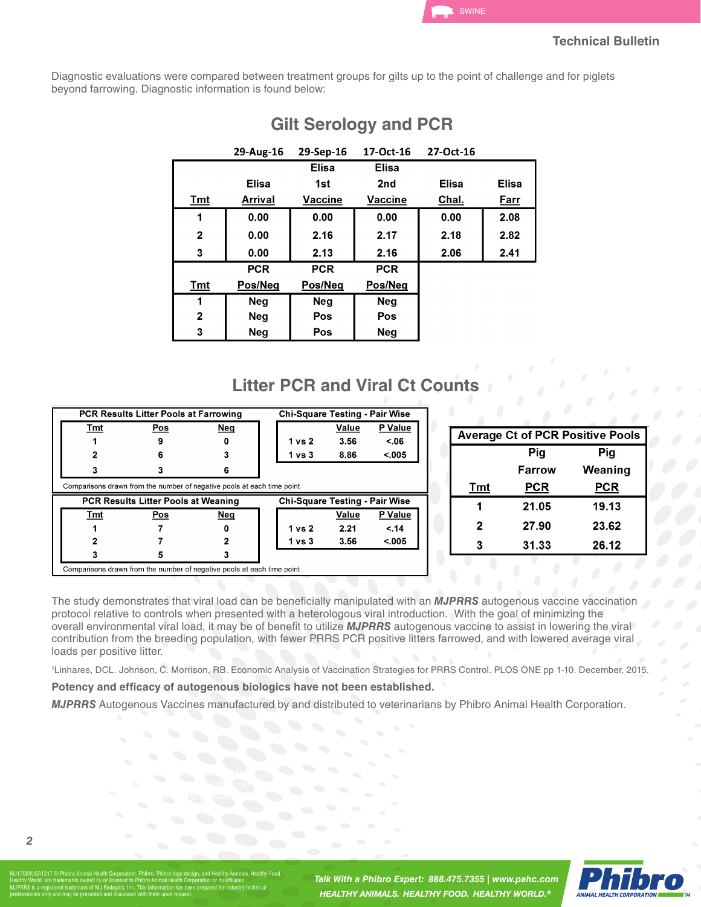Diagnostic evaluations were compared between treatment groups for gilts up to the point of challenge and for piglets beyond farrowing. Diagnostic information is found below:

## Gilt Serology and PCR

| | 29-Aug-16 | 29-Sep-16 | 17-Oct-16 | 27-Oct-16 | |
|---|---|---|---|---|---|
| Tmt | Elisa Arrival | Elisa 1st Vaccine | Elisa 2nd Vaccine | Elisa Chal. | Elisa Farr |
| 1 | 0.00 | 0.00 | 0.00 | 0.00 | 2.08 |
| 2 | 0.00 | 2.16 | 2.17 | 2.18 | 2.82 |
| 3 | 0.00 | 2.13 | 2.16 | 2.06 | 2.41 |
| Tmt | PCR Pos/Neg | PCR Pos/Neg | PCR Pos/Neg | | |
| 1 | Neg | Neg | Neg | | |
| 2 | Neg | Pos | Pos | | |
| 3 | Neg | Pos | Neg | | |

## Litter PCR and Viral Ct Counts

**PCR Results Litter Pools at Farrowing**

| Tmt | Pos | Neg |
|---|---|---|
| 1 | 9 | 0 |
| 2 | 6 | 3 |
| 3 | 3 | 6 |

**Chi-Square Testing - Pair Wise**

| | Value | P Value |
|---|---|---|
| 1 vs 2 | 3.56 | <.06 |
| 1 vs 3 | 8.86 | <.005 |

Comparisons drawn from the number of negative pools at each time point

**PCR Results Litter Pools at Weaning**

| Tmt | Pos | Neg |
|---|---|---|
| 1 | 7 | 0 |
| 2 | 7 | 2 |
| 3 | 5 | 3 |

**Chi-Square Testing - Pair Wise**

| | Value | P Value |
|---|---|---|
| 1 vs 2 | 2.21 | <.14 |
| 1 vs 3 | 3.56 | <.005 |

Comparisons drawn from the number of negative pools at each time point

**Average Ct of PCR Positive Pools**

| Tmt | Pig Farrow PCR | Pig Weaning PCR |
|---|---|---|
| 1 | 21.05 | 19.13 |
| 2 | 27.90 | 23.62 |
| 3 | 31.33 | 26.12 |

The study demonstrates that viral load can be beneficially manipulated with an ***MJPRRS*** autogenous vaccine vaccination protocol relative to controls when presented with a heterologous viral introduction. With the goal of minimizing the overall environmental viral load, it may be of benefit to utilize ***MJPRRS*** autogenous vaccine to assist in lowering the viral contribution from the breeding population, with fewer PRRS PCR positive litters farrowed, and with lowered average viral loads per positive litter.

[1]Linhares, DCL. Johnson, C. Morrison, RB. Economic Analysis of Vaccination Strategies for PRRS Control. PLOS ONE pp 1-10. December, 2015.

**Potency and efficacy of autogenous biologics have not been established.**

***MJPRRS*** Autogenous Vaccines manufactured by and distributed to veterinarians by Phibro Animal Health Corporation.

MJ17004USA1217 © Phibro Animal Health Corporation. Phibro, Phibro logo design, and Healthy Animals. Healthy Food. Healthy World. are trademarks owned by or licensed to Phibro Animal Health Corporation or its affiliates. MJPRRS is a registered trademark of MJ Biologics, Inc. This information has been prepared for industry technical professionals only and may be presented and discussed with them upon request.

*Talk With a Phibro Expert: 888.475.7355 | www.pahc.com*

*HEALTHY ANIMALS. HEALTHY FOOD. HEALTHY WORLD.®*